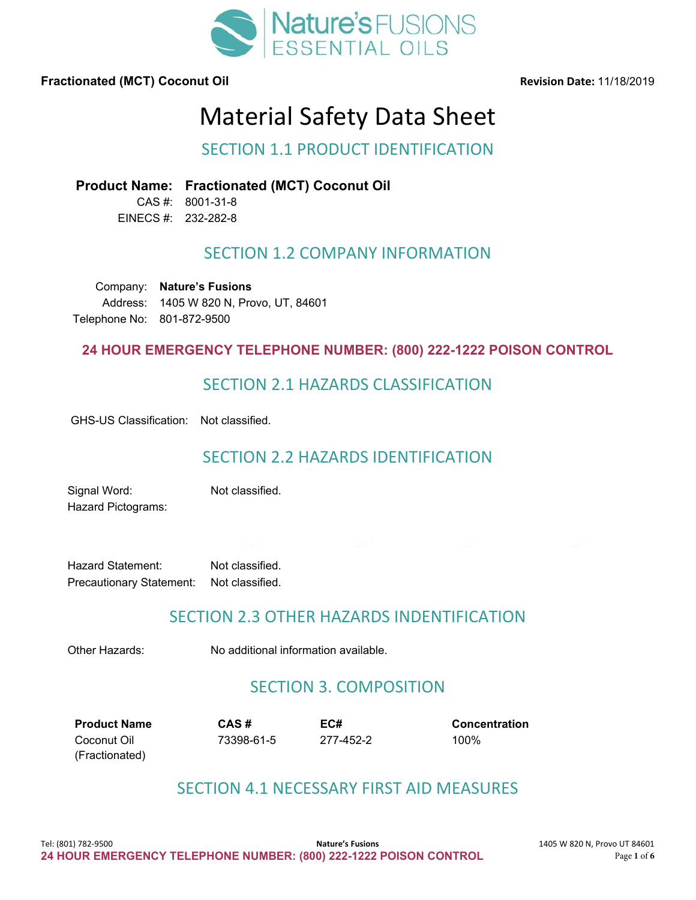**Fractionated (MCT) Coconut Oil** **Revision Date:** 11/18/2019

# Material Safety Data Sheet

## SECTION 1.1 PRODUCT IDENTIFICATION

**Product Name: Fractionated (MCT) Coconut Oil**

CAS #: 8001-31-8

EINECS #: 232-282-8

## SECTION 1.2 COMPANY INFORMATION

Company: **Nature's Fusions**

Address: 1405 W 820 N, Provo, UT, 84601

Telephone No: 801-872-9500

**24 HOUR EMERGENCY TELEPHONE NUMBER: (800) 222-1222 POISON CONTROL**

## SECTION 2.1 HAZARDS CLASSIFICATION

GHS-US Classification: Not classified.

## SECTION 2.2 HAZARDS IDENTIFICATION

Signal Word: Not classified.

Hazard Pictograms:

Hazard Statement: Not classified.

Precautionary Statement: Not classified.

## SECTION 2.3 OTHER HAZARDS INDENTIFICATION

Other Hazards: No additional information available.

## SECTION 3. COMPOSITION

| Product Name | CAS # | EC# | Concentration |
|---|---|---|---|
| Coconut Oil (Fractionated) | 73398-61-5 | 277-452-2 | 100% |

## SECTION 4.1 NECESSARY FIRST AID MEASURES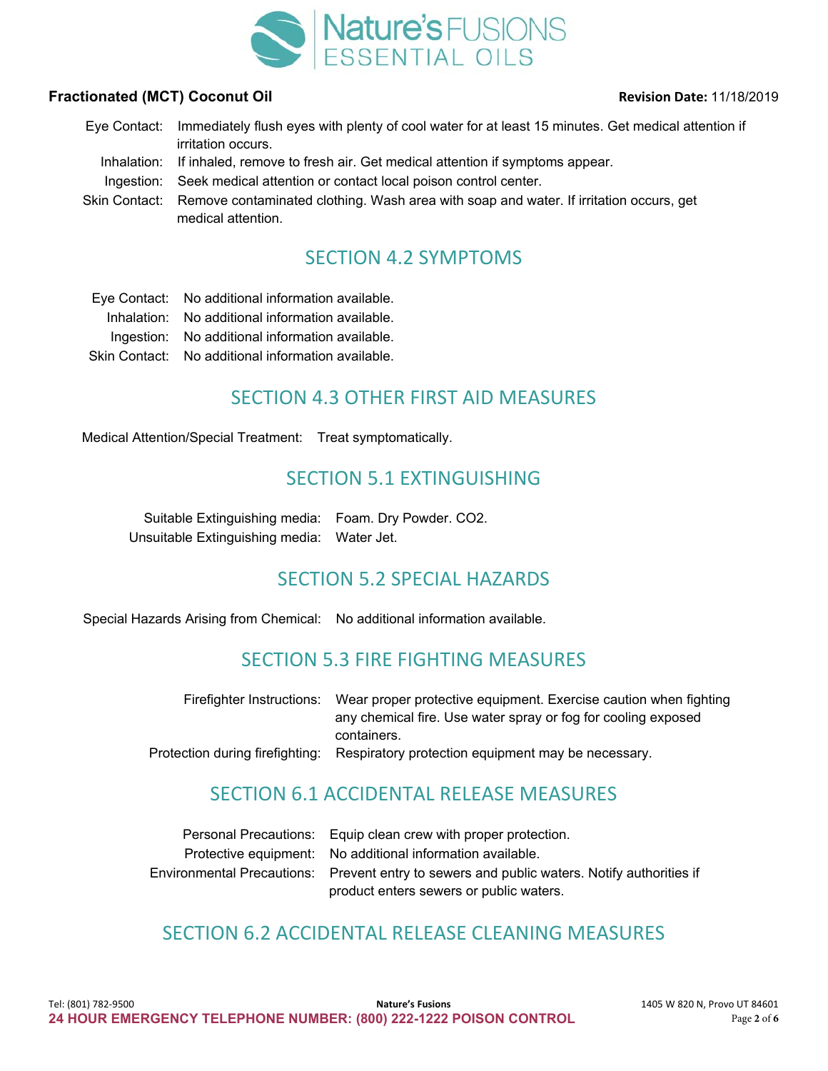Eye Contact: Immediately flush eyes with plenty of cool water for at least 15 minutes. Get medical attention if irritation occurs.

Inhalation: If inhaled, remove to fresh air. Get medical attention if symptoms appear.

Ingestion: Seek medical attention or contact local poison control center.

Skin Contact: Remove contaminated clothing. Wash area with soap and water. If irritation occurs, get medical attention.

## SECTION 4.2 SYMPTOMS

Eye Contact: No additional information available.

Inhalation: No additional information available.

Ingestion: No additional information available.

Skin Contact: No additional information available.

## SECTION 4.3 OTHER FIRST AID MEASURES

Medical Attention/Special Treatment: Treat symptomatically.

## SECTION 5.1 EXTINGUISHING

Suitable Extinguishing media: Foam. Dry Powder. $CO_2$.

Unsuitable Extinguishing media: Water Jet.

## SECTION 5.2 SPECIAL HAZARDS

Special Hazards Arising from Chemical: No additional information available.

## SECTION 5.3 FIRE FIGHTING MEASURES

Firefighter Instructions: Wear proper protective equipment. Exercise caution when fighting any chemical fire. Use water spray or fog for cooling exposed containers.

Protection during firefighting: Respiratory protection equipment may be necessary.

## SECTION 6.1 ACCIDENTAL RELEASE MEASURES

Personal Precautions: Equip clean crew with proper protection.

Protective equipment: No additional information available.

Environmental Precautions: Prevent entry to sewers and public waters. Notify authorities if product enters sewers or public waters.

## SECTION 6.2 ACCIDENTAL RELEASE CLEANING MEASURES

**24 HOUR EMERGENCY TELEPHONE NUMBER: (800) 222-1222 POISON CONTROL**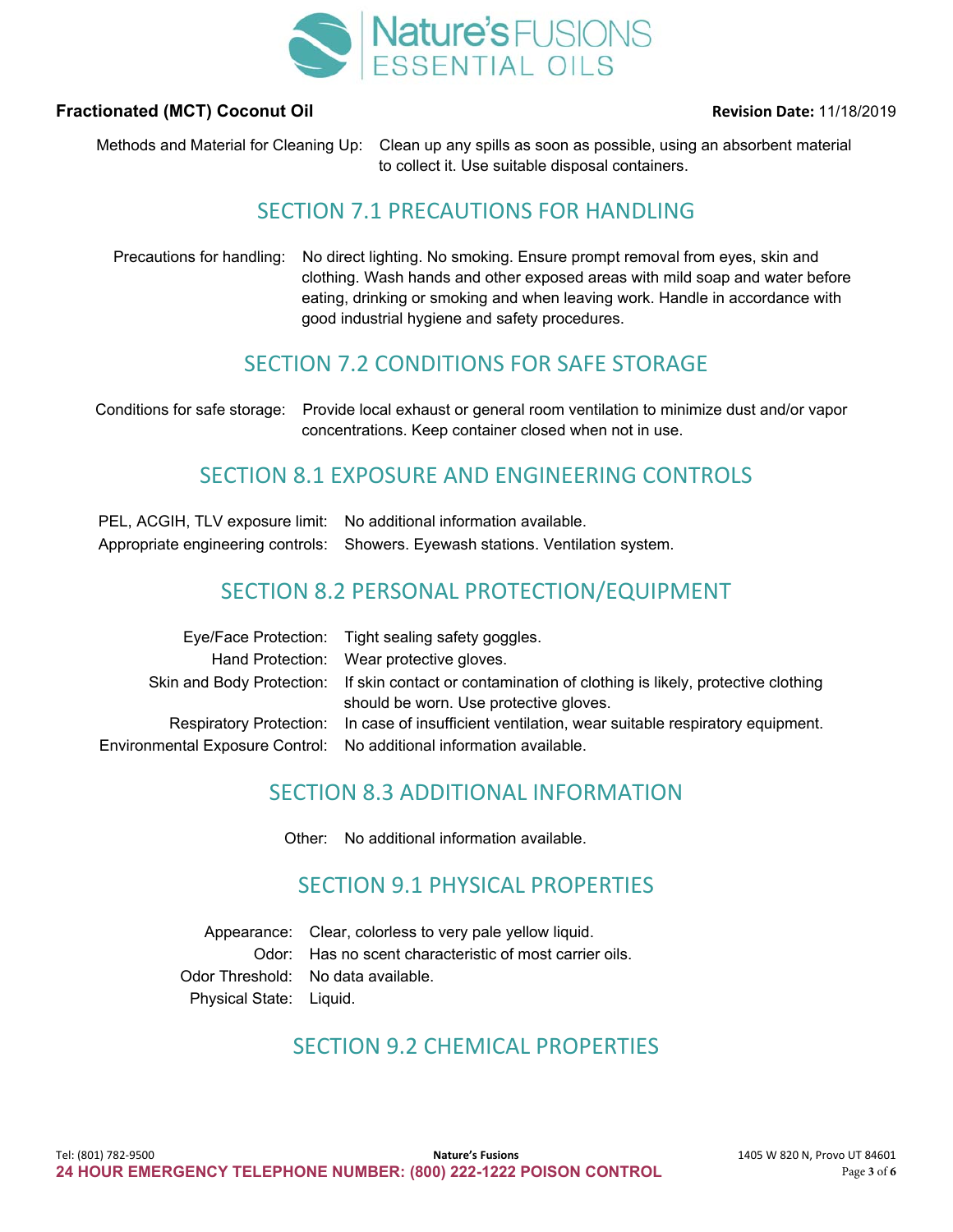Methods and Material for Cleaning Up: Clean up any spills as soon as possible, using an absorbent material to collect it. Use suitable disposal containers.

## SECTION 7.1 PRECAUTIONS FOR HANDLING

Precautions for handling: No direct lighting. No smoking. Ensure prompt removal from eyes, skin and clothing. Wash hands and other exposed areas with mild soap and water before eating, drinking or smoking and when leaving work. Handle in accordance with good industrial hygiene and safety procedures.

## SECTION 7.2 CONDITIONS FOR SAFE STORAGE

Conditions for safe storage: Provide local exhaust or general room ventilation to minimize dust and/or vapor concentrations. Keep container closed when not in use.

## SECTION 8.1 EXPOSURE AND ENGINEERING CONTROLS

PEL, ACGIH, TLV exposure limit: No additional information available.

Appropriate engineering controls: Showers. Eyewash stations. Ventilation system.

## SECTION 8.2 PERSONAL PROTECTION/EQUIPMENT

Eye/Face Protection: Tight sealing safety goggles.

Hand Protection: Wear protective gloves.

Skin and Body Protection: If skin contact or contamination of clothing is likely, protective clothing should be worn. Use protective gloves.

Respiratory Protection: In case of insufficient ventilation, wear suitable respiratory equipment.

Environmental Exposure Control: No additional information available.

## SECTION 8.3 ADDITIONAL INFORMATION

Other: No additional information available.

## SECTION 9.1 PHYSICAL PROPERTIES

Appearance: Clear, colorless to very pale yellow liquid.

Odor: Has no scent characteristic of most carrier oils.

Odor Threshold: No data available.

Physical State: Liquid.

## SECTION 9.2 CHEMICAL PROPERTIES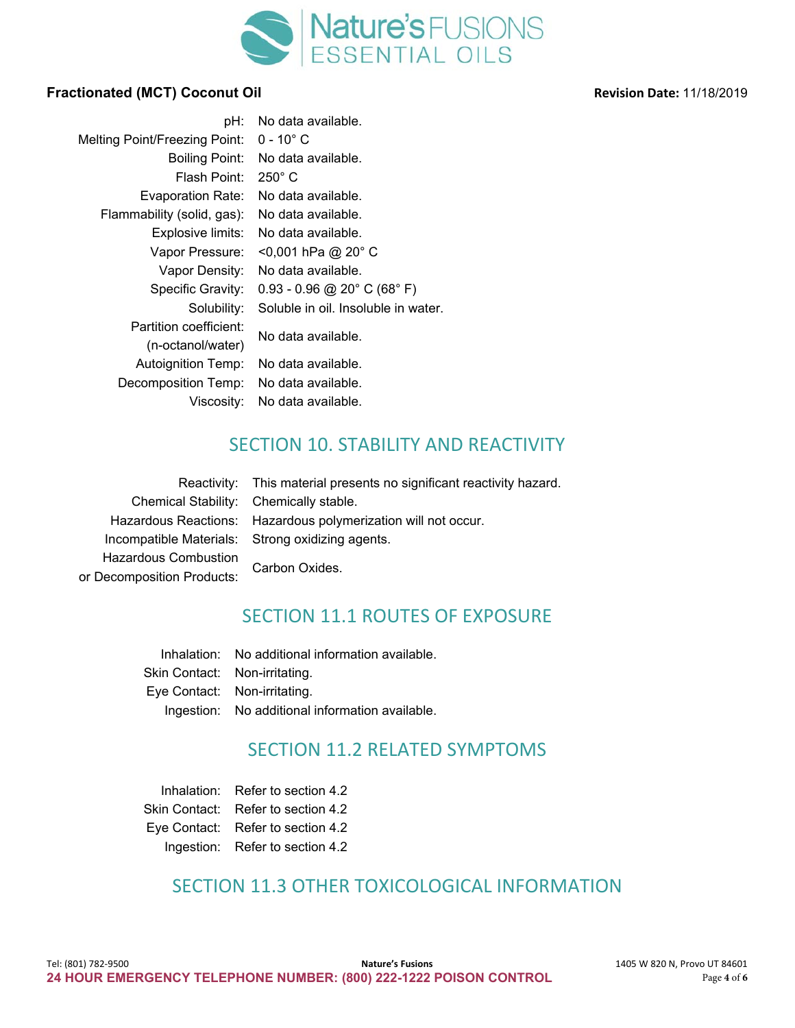| | |
|---|---|
| pH: | No data available. |
| Melting Point/Freezing Point: | 0 - 10° C |
| Boiling Point: | No data available. |
| Flash Point: | 250° C |
| Evaporation Rate: | No data available. |
| Flammability (solid, gas): | No data available. |
| Explosive limits: | No data available. |
| Vapor Pressure: | <0,001 hPa @ 20° C |
| Vapor Density: | No data available. |
| Specific Gravity: | 0.93 - 0.96 @ 20° C (68° F) |
| Solubility: | Soluble in oil. Insoluble in water. |
| Partition coefficient: (n-octanol/water) | No data available. |
| Autoignition Temp: | No data available. |
| Decomposition Temp: | No data available. |
| Viscosity: | No data available. |

## SECTION 10. STABILITY AND REACTIVITY

| | |
|---|---|
| Reactivity: | This material presents no significant reactivity hazard. |
| Chemical Stability: | Chemically stable. |
| Hazardous Reactions: | Hazardous polymerization will not occur. |
| Incompatible Materials: | Strong oxidizing agents. |
| Hazardous Combustion or Decomposition Products: | Carbon Oxides. |

## SECTION 11.1 ROUTES OF EXPOSURE

| | |
|---|---|
| Inhalation: | No additional information available. |
| Skin Contact: | Non-irritating. |
| Eye Contact: | Non-irritating. |
| Ingestion: | No additional information available. |

## SECTION 11.2 RELATED SYMPTOMS

| | |
|---|---|
| Inhalation: | Refer to section 4.2 |
| Skin Contact: | Refer to section 4.2 |
| Eye Contact: | Refer to section 4.2 |
| Ingestion: | Refer to section 4.2 |

## SECTION 11.3 OTHER TOXICOLOGICAL INFORMATION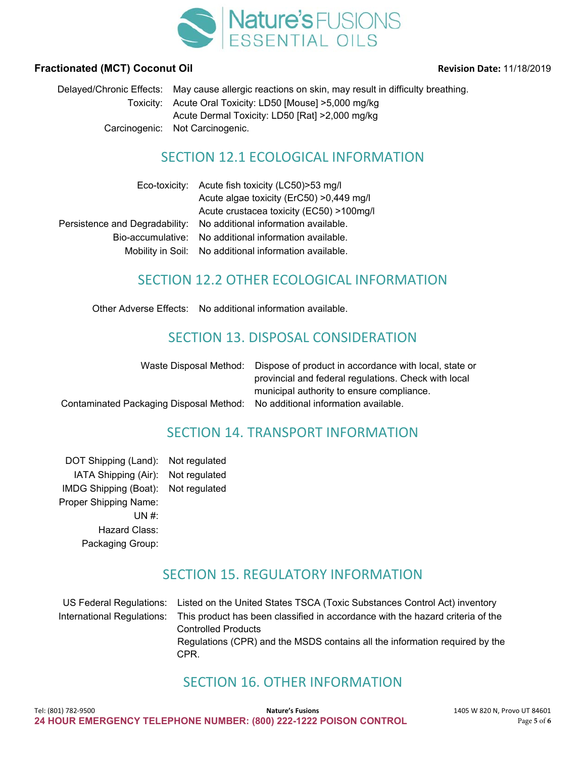Delayed/Chronic Effects: May cause allergic reactions on skin, may result in difficulty breathing.

Toxicity: Acute Oral Toxicity: LD50 [Mouse] >5,000 mg/kg
Acute Dermal Toxicity: LD50 [Rat] >2,000 mg/kg

Carcinogenic: Not Carcinogenic.

## SECTION 12.1 ECOLOGICAL INFORMATION

Eco-toxicity: Acute fish toxicity (LC50)>53 mg/l
Acute algae toxicity (ErC50) >0,449 mg/l
Acute crustacea toxicity (EC50) >100mg/l

Persistence and Degradability: No additional information available.

Bio-accumulative: No additional information available.

Mobility in Soil: No additional information available.

## SECTION 12.2 OTHER ECOLOGICAL INFORMATION

Other Adverse Effects: No additional information available.

## SECTION 13. DISPOSAL CONSIDERATION

Waste Disposal Method: Dispose of product in accordance with local, state or provincial and federal regulations. Check with local municipal authority to ensure compliance.

Contaminated Packaging Disposal Method: No additional information available.

## SECTION 14. TRANSPORT INFORMATION

DOT Shipping (Land): Not regulated

IATA Shipping (Air): Not regulated

IMDG Shipping (Boat): Not regulated

Proper Shipping Name:

UN #:

Hazard Class:

Packaging Group:

## SECTION 15. REGULATORY INFORMATION

US Federal Regulations: Listed on the United States TSCA (Toxic Substances Control Act) inventory

International Regulations: This product has been classified in accordance with the hazard criteria of the Controlled Products
Regulations (CPR) and the MSDS contains all the information required by the CPR.

## SECTION 16. OTHER INFORMATION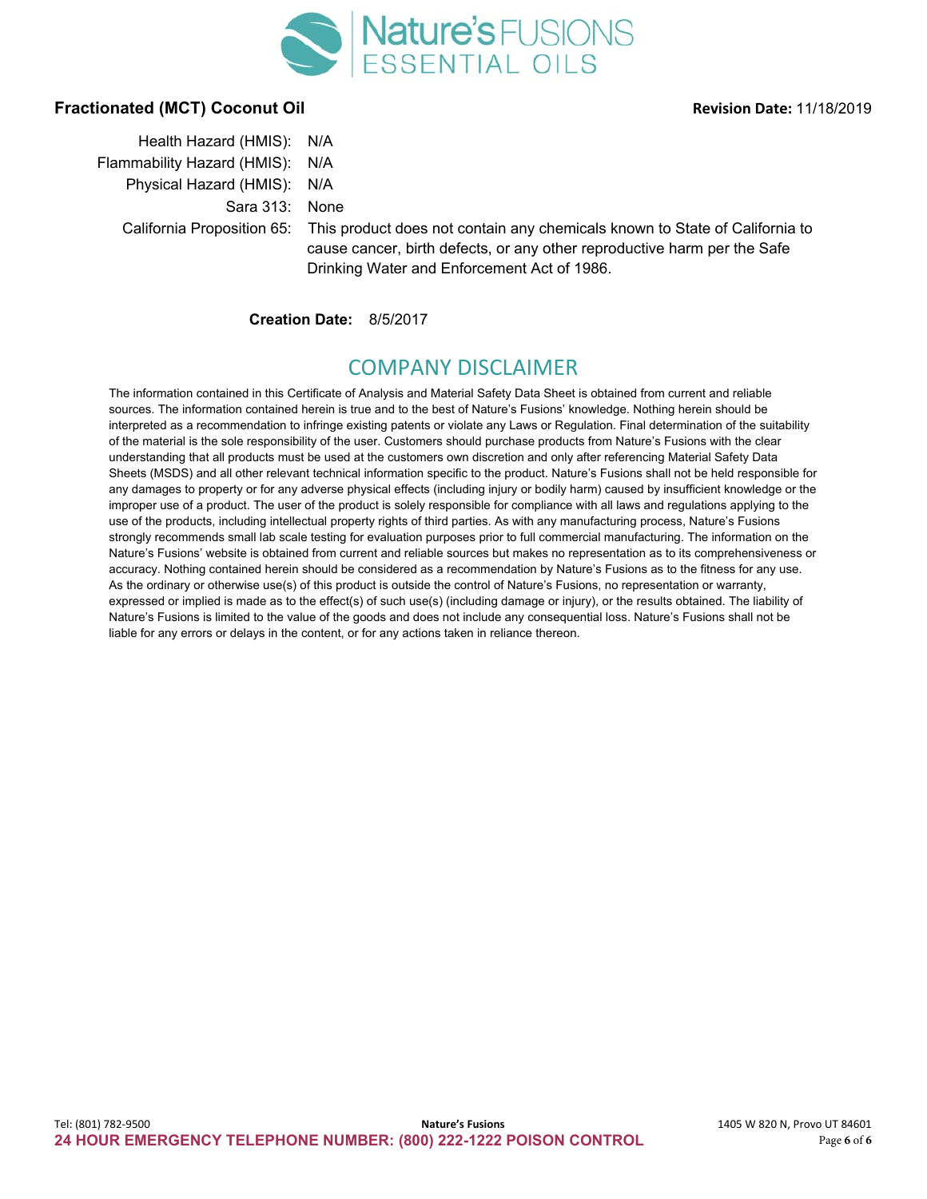**Fractionated (MCT) Coconut Oil** **Revision Date:** 11/18/2019

| | |
|---|---|
| Health Hazard (HMIS): | N/A |
| Flammability Hazard (HMIS): | N/A |
| Physical Hazard (HMIS): | N/A |
| Sara 313: | None |
| California Proposition 65: | This product does not contain any chemicals known to State of California to cause cancer, birth defects, or any other reproductive harm per the Safe Drinking Water and Enforcement Act of 1986. |

**Creation Date:** 8/5/2017

## COMPANY DISCLAIMER

The information contained in this Certificate of Analysis and Material Safety Data Sheet is obtained from current and reliable sources. The information contained herein is true and to the best of Nature's Fusions' knowledge. Nothing herein should be interpreted as a recommendation to infringe existing patents or violate any Laws or Regulation. Final determination of the suitability of the material is the sole responsibility of the user. Customers should purchase products from Nature's Fusions with the clear understanding that all products must be used at the customers own discretion and only after referencing Material Safety Data Sheets (MSDS) and all other relevant technical information specific to the product. Nature's Fusions shall not be held responsible for any damages to property or for any adverse physical effects (including injury or bodily harm) caused by insufficient knowledge or the improper use of a product. The user of the product is solely responsible for compliance with all laws and regulations applying to the use of the products, including intellectual property rights of third parties. As with any manufacturing process, Nature's Fusions strongly recommends small lab scale testing for evaluation purposes prior to full commercial manufacturing. The information on the Nature's Fusions' website is obtained from current and reliable sources but makes no representation as to its comprehensiveness or accuracy. Nothing contained herein should be considered as a recommendation by Nature's Fusions as to the fitness for any use. As the ordinary or otherwise use(s) of this product is outside the control of Nature's Fusions, no representation or warranty, expressed or implied is made as to the effect(s) of such use(s) (including damage or injury), or the results obtained. The liability of Nature's Fusions is limited to the value of the goods and does not include any consequential loss. Nature's Fusions shall not be liable for any errors or delays in the content, or for any actions taken in reliance thereon.